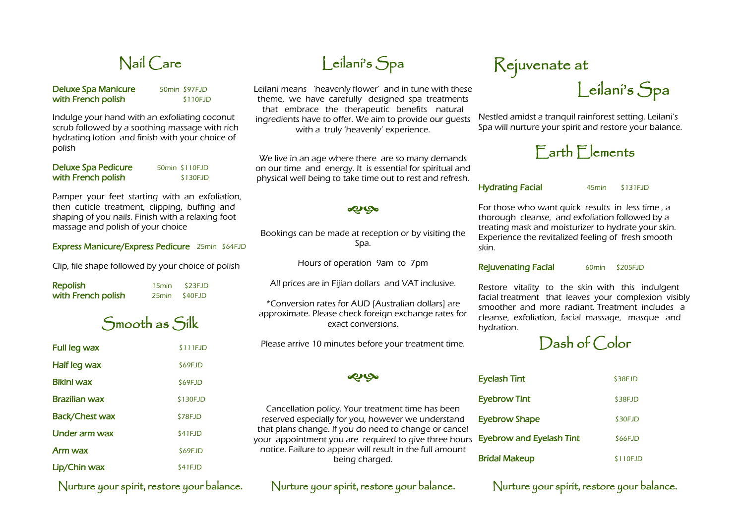## Nail Care

**Deluxe Spa Manicure** 50min $97FJD
**with French polish** $110FJD

Indulge your hand with an exfoliating coconut scrub followed by a soothing massage with rich hydrating lotion and finish with your choice of polish

**Deluxe Spa Pedicure** 50min $110FJD
**with French polish** $130FJD

Pamper your feet starting with an exfoliation, then cuticle treatment, clipping, buffing and shaping of you nails. Finish with a relaxing foot massage and polish of your choice

**Express Manicure/Express Pedicure** 25min $64FJD

Clip, file shape followed by your choice of polish

**Repolish** 15min $23FJD
**with French polish** 25min $40FJD

## Smooth as Silk

| | |
|---|---|
| **Full leg wax** | $111FJD |
| **Half leg wax** | $69FJD |
| **Bikini wax** | $69FJD |
| **Brazilian wax** | $130FJD |
| **Back/Chest wax** | $78FJD |
| **Under arm wax** | $41FJD |
| **Arm wax** | $69FJD |
| **Lip/Chin wax** | $41FJD |

Nurture your spirit, restore your balance.

## Leilani's Spa

Leilani means 'heavenly flower' and in tune with these theme, we have carefully designed spa treatments that embrace the therapeutic benefits natural ingredients have to offer. We aim to provide our guests with a truly 'heavenly' experience.

We live in an age where there are so many demands on our time and energy. It is essential for spiritual and physical well being to take time out to rest and refresh.

Bookings can be made at reception or by visiting the Spa.

Hours of operation 9am to 7pm

All prices are in Fijian dollars and VAT inclusive.

*Conversion rates for AUD [Australian dollars] are approximate. Please check foreign exchange rates for exact conversions.

Please arrive 10 minutes before your treatment time.

Cancellation policy. Your treatment time has been reserved especially for you, however we understand that plans change. If you do need to change or cancel your appointment you are required to give three hours notice. Failure to appear will result in the full amount being charged.

Nurture your spirit, restore your balance.

# Rejuvenate at Leilani's Spa

Nestled amidst a tranquil rainforest setting. Leilani's Spa will nurture your spirit and restore your balance.

## Earth Elements

**Hydrating Facial** 45min $131FJD

For those who want quick results in less time , a thorough cleanse, and exfoliation followed by a treating mask and moisturizer to hydrate your skin. Experience the revitalized feeling of fresh smooth skin.

**Rejuvenating Facial** 60min $205FJD

Restore vitality to the skin with this indulgent facial treatment that leaves your complexion visibly smoother and more radiant. Treatment includes a cleanse, exfoliation, facial massage, masque and hydration.

## Dash of Color

| | |
|---|---|
| **Eyelash Tint** | $38FJD |
| **Eyebrow Tint** | $38FJD |
| **Eyebrow Shape** | $30FJD |
| **Eyebrow and Eyelash Tint** | $66FJD |
| **Bridal Makeup** | $110FJD |

Nurture your spirit, restore your balance.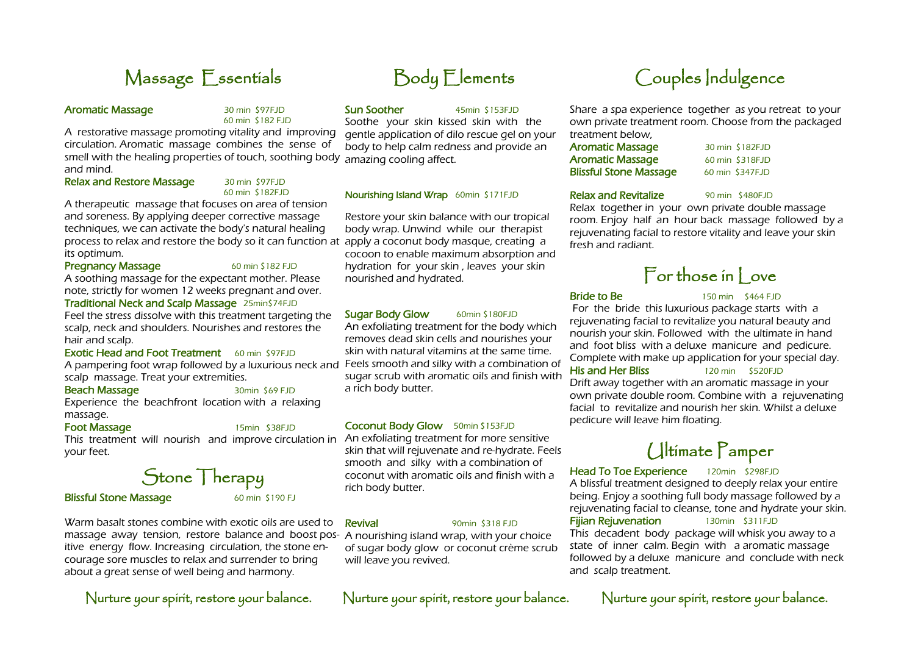## Massage Essentials

**Aromatic Massage** 30 min $97FJD
60 min $182 FJD

A restorative massage promoting vitality and improving circulation. Aromatic massage combines the sense of smell with the healing properties of touch, soothing body and mind.

**Relax and Restore Massage** 30 min $97FJD
60 min $182FJD

A therapeutic massage that focuses on area of tension and soreness. By applying deeper corrective massage techniques, we can activate the body's natural healing process to relax and restore the body so it can function at its optimum.

**Pregnancy Massage** 60 min $182 FJD

A soothing massage for the expectant mother. Please note, strictly for women 12 weeks pregnant and over.

**Traditional Neck and Scalp Massage** 25min$74FJD

Feel the stress dissolve with this treatment targeting the scalp, neck and shoulders. Nourishes and restores the hair and scalp.

**Exotic Head and Foot Treatment** 60 min $97FJD

A pampering foot wrap followed by a luxurious neck and scalp massage. Treat your extremities.

**Beach Massage** 30min $69 FJD

Experience the beachfront location with a relaxing massage.

**Foot Massage** 15min $38FJD

This treatment will nourish and improve circulation in your feet.

## Stone Therapy

**Blissful Stone Massage** 60 min $190 FJ

Warm basalt stones combine with exotic oils are used to massage away tension, restore balance and boost positive energy flow. Increasing circulation, the stone encourage sore muscles to relax and surrender to bring about a great sense of well being and harmony.

Nurture your spirit, restore your balance.

## Body Elements

**Sun Soother** 45min $153FJD

Soothe your skin kissed skin with the gentle application of dilo rescue gel on your body to help calm redness and provide an amazing cooling affect.

**Nourishing Island Wrap** 60min $171FJD

Restore your skin balance with our tropical body wrap. Unwind while our therapist apply a coconut body masque, creating a cocoon to enable maximum absorption and hydration for your skin , leaves your skin nourished and hydrated.

**Sugar Body Glow** 60min $180FJD

An exfoliating treatment for the body which removes dead skin cells and nourishes your skin with natural vitamins at the same time. Feels smooth and silky with a combination of sugar scrub with aromatic oils and finish with a rich body butter.

**Coconut Body Glow** 50min $153FJD

An exfoliating treatment for more sensitive skin that will rejuvenate and re-hydrate. Feels smooth and silky with a combination of coconut with aromatic oils and finish with a rich body butter.

**Revival** 90min $318 FJD

A nourishing island wrap, with your choice of sugar body glow or coconut crème scrub will leave you revived.

Nurture your spirit, restore your balance.

## Couples Indulgence

Share a spa experience together as you retreat to your own private treatment room. Choose from the packaged treatment below,

**Aromatic Massage** 30 min $182FJD
**Aromatic Massage** 60 min $318FJD
**Blissful Stone Massage** 60 min $347FJD

**Relax and Revitalize** 90 min $480FJD

Relax together in your own private double massage room. Enjoy half an hour back massage followed by a rejuvenating facial to restore vitality and leave your skin fresh and radiant.

## For those in Love

**Bride to Be** 150 min $464 FJD

For the bride this luxurious package starts with a rejuvenating facial to revitalize you natural beauty and nourish your skin. Followed with the ultimate in hand and foot bliss with a deluxe manicure and pedicure. Complete with make up application for your special day.

**His and Her Bliss** 120 min $520FJD

Drift away together with an aromatic massage in your own private double room. Combine with a rejuvenating facial to revitalize and nourish her skin. Whilst a deluxe pedicure will leave him floating.

## Ultimate Pamper

**Head To Toe Experience** 120min $298FJD

A blissful treatment designed to deeply relax your entire being. Enjoy a soothing full body massage followed by a rejuvenating facial to cleanse, tone and hydrate your skin.

**Fijian Rejuvenation** 130min $311FJD

This decadent body package will whisk you away to a state of inner calm. Begin with a aromatic massage followed by a deluxe manicure and conclude with neck and scalp treatment.

Nurture your spirit, restore your balance.